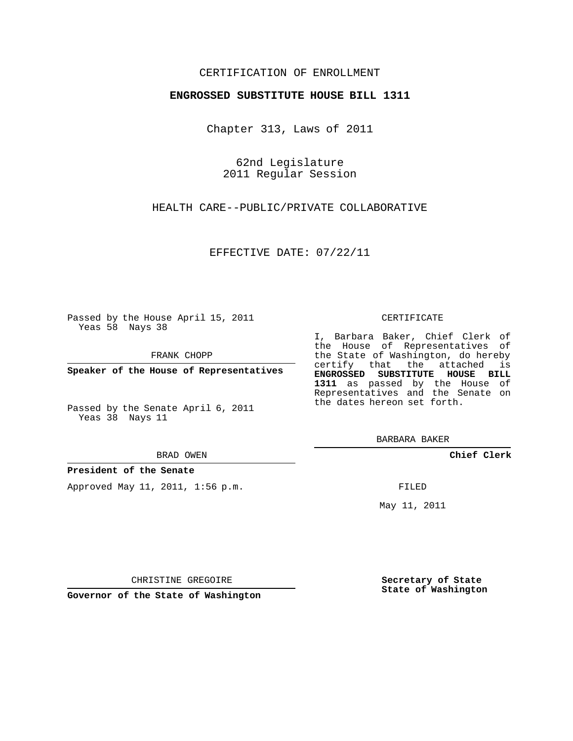CERTIFICATION OF ENROLLMENT

**ENGROSSED SUBSTITUTE HOUSE BILL 1311**

Chapter 313, Laws of 2011

62nd Legislature
2011 Regular Session

HEALTH CARE--PUBLIC/PRIVATE COLLABORATIVE

EFFECTIVE DATE: 07/22/11

Passed by the House April 15, 2011
Yeas 58 Nays 38

FRANK CHOPP

**Speaker of the House of Representatives**

Passed by the Senate April 6, 2011
Yeas 38 Nays 11

BRAD OWEN

**President of the Senate**

Approved May 11, 2011, 1:56 p.m.

CHRISTINE GREGOIRE

**Governor of the State of Washington**

CERTIFICATE

I, Barbara Baker, Chief Clerk of the House of Representatives of the State of Washington, do hereby certify that the attached is **ENGROSSED SUBSTITUTE HOUSE BILL 1311** as passed by the House of Representatives and the Senate on the dates hereon set forth.

BARBARA BAKER

**Chief Clerk**

FILED

May 11, 2011

**Secretary of State**
**State of Washington**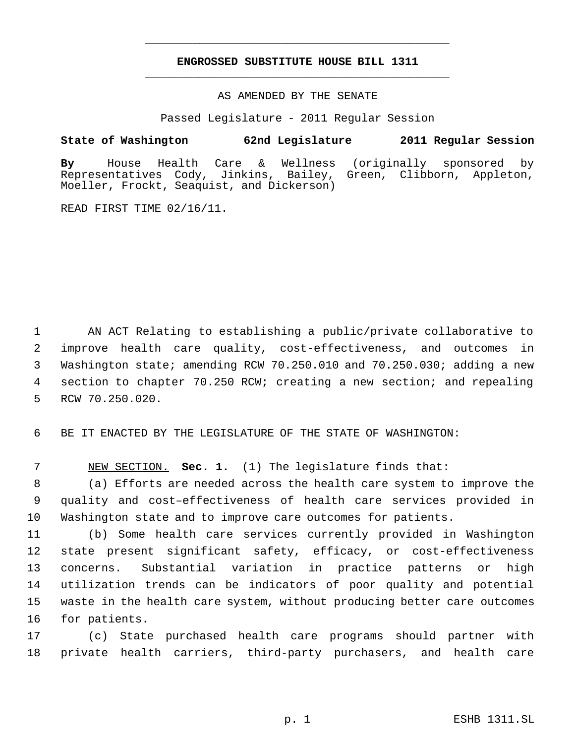**ENGROSSED SUBSTITUTE HOUSE BILL 1311**

AS AMENDED BY THE SENATE

Passed Legislature - 2011 Regular Session

**State of Washington 62nd Legislature 2011 Regular Session**

**By** House Health Care & Wellness (originally sponsored by Representatives Cody, Jinkins, Bailey, Green, Clibborn, Appleton, Moeller, Frockt, Seaquist, and Dickerson)

READ FIRST TIME 02/16/11.

AN ACT Relating to establishing a public/private collaborative to improve health care quality, cost-effectiveness, and outcomes in Washington state; amending RCW 70.250.010 and 70.250.030; adding a new section to chapter 70.250 RCW; creating a new section; and repealing RCW 70.250.020.

BE IT ENACTED BY THE LEGISLATURE OF THE STATE OF WASHINGTON:

NEW SECTION. **Sec. 1.** (1) The legislature finds that:

(a) Efforts are needed across the health care system to improve the quality and cost–effectiveness of health care services provided in Washington state and to improve care outcomes for patients.

(b) Some health care services currently provided in Washington state present significant safety, efficacy, or cost-effectiveness concerns. Substantial variation in practice patterns or high utilization trends can be indicators of poor quality and potential waste in the health care system, without producing better care outcomes for patients.

(c) State purchased health care programs should partner with private health carriers, third-party purchasers, and health care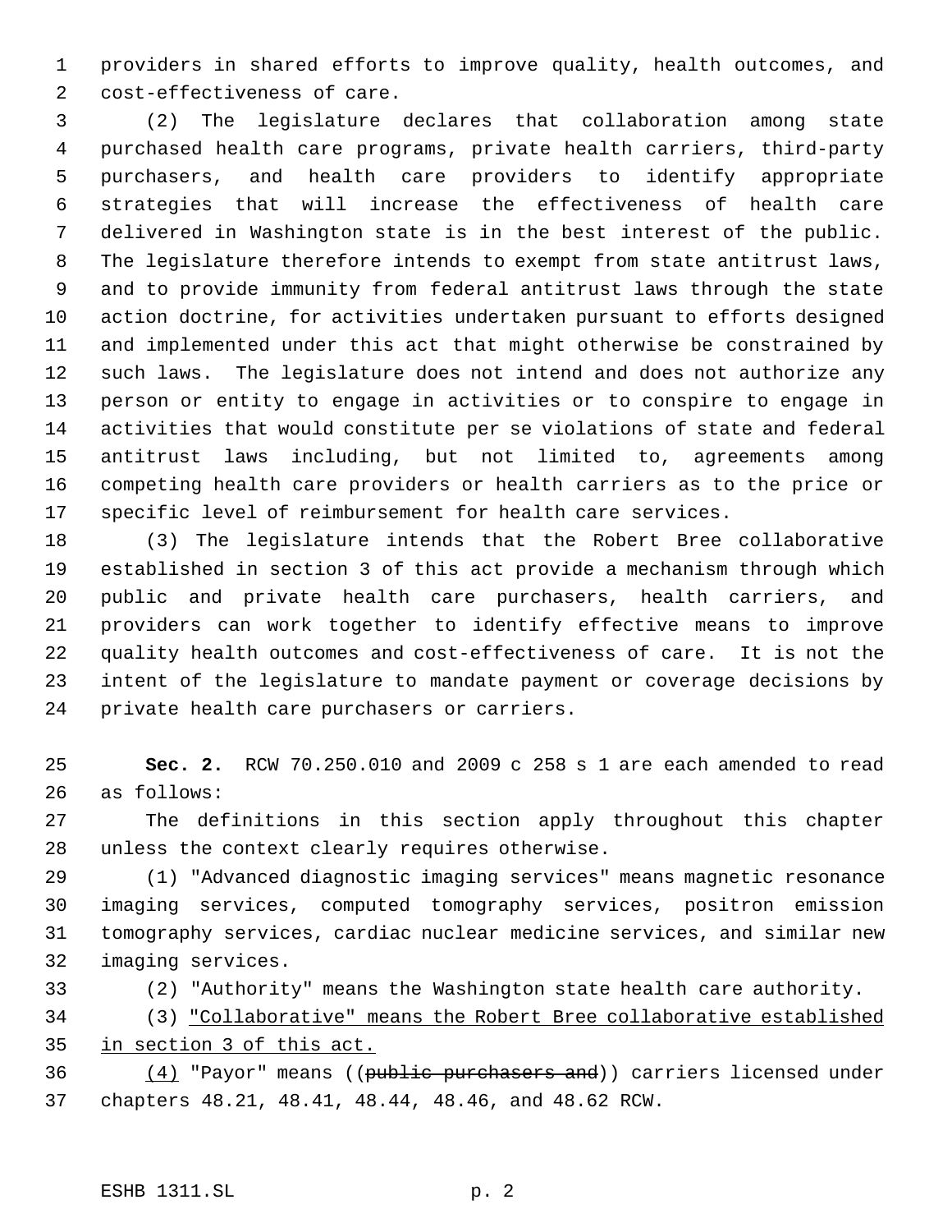providers in shared efforts to improve quality, health outcomes, and cost-effectiveness of care.

(2) The legislature declares that collaboration among state purchased health care programs, private health carriers, third-party purchasers, and health care providers to identify appropriate strategies that will increase the effectiveness of health care delivered in Washington state is in the best interest of the public. The legislature therefore intends to exempt from state antitrust laws, and to provide immunity from federal antitrust laws through the state action doctrine, for activities undertaken pursuant to efforts designed and implemented under this act that might otherwise be constrained by such laws. The legislature does not intend and does not authorize any person or entity to engage in activities or to conspire to engage in activities that would constitute per se violations of state and federal antitrust laws including, but not limited to, agreements among competing health care providers or health carriers as to the price or specific level of reimbursement for health care services.

(3) The legislature intends that the Robert Bree collaborative established in section 3 of this act provide a mechanism through which public and private health care purchasers, health carriers, and providers can work together to identify effective means to improve quality health outcomes and cost-effectiveness of care. It is not the intent of the legislature to mandate payment or coverage decisions by private health care purchasers or carriers.

**Sec. 2.** RCW 70.250.010 and 2009 c 258 s 1 are each amended to read as follows:

The definitions in this section apply throughout this chapter unless the context clearly requires otherwise.

(1) "Advanced diagnostic imaging services" means magnetic resonance imaging services, computed tomography services, positron emission tomography services, cardiac nuclear medicine services, and similar new imaging services.

(2) "Authority" means the Washington state health care authority.

(3) <u>"Collaborative" means the Robert Bree collaborative established in section 3 of this act.</u>

<u>(4)</u> "Payor" means ((~~public purchasers and~~)) carriers licensed under chapters 48.21, 48.41, 48.44, 48.46, and 48.62 RCW.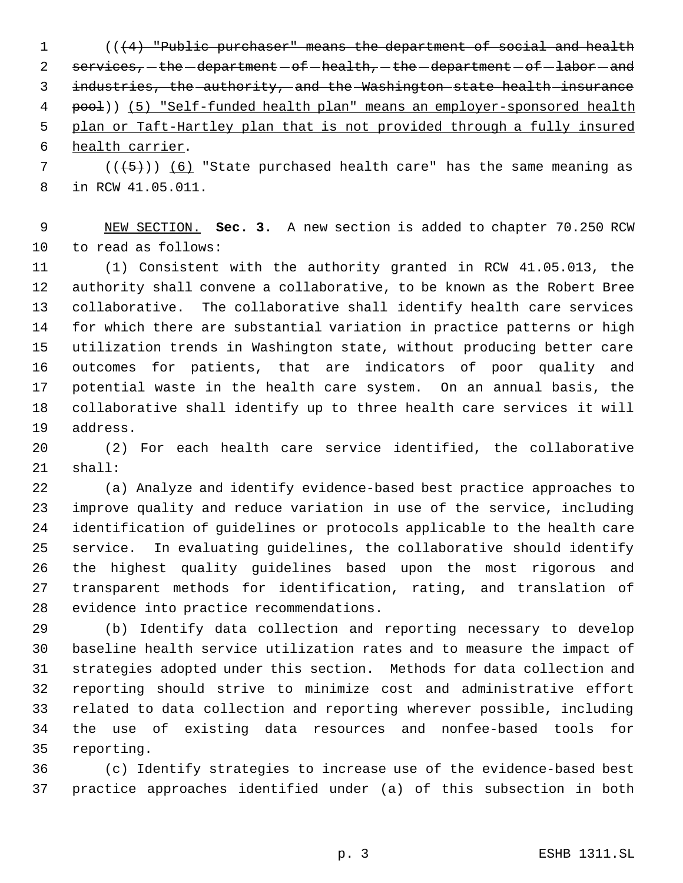(((4) "Public purchaser" means the department of social and health services, the department of health, the department of labor and industries, the authority, and the Washington state health insurance pool)) (5) "Self-funded health plan" means an employer-sponsored health plan or Taft-Hartley plan that is not provided through a fully insured health carrier.

(((5))) (6) "State purchased health care" has the same meaning as in RCW 41.05.011.

NEW SECTION. **Sec. 3.** A new section is added to chapter 70.250 RCW to read as follows:

(1) Consistent with the authority granted in RCW 41.05.013, the authority shall convene a collaborative, to be known as the Robert Bree collaborative. The collaborative shall identify health care services for which there are substantial variation in practice patterns or high utilization trends in Washington state, without producing better care outcomes for patients, that are indicators of poor quality and potential waste in the health care system. On an annual basis, the collaborative shall identify up to three health care services it will address.

(2) For each health care service identified, the collaborative shall:

(a) Analyze and identify evidence-based best practice approaches to improve quality and reduce variation in use of the service, including identification of guidelines or protocols applicable to the health care service. In evaluating guidelines, the collaborative should identify the highest quality guidelines based upon the most rigorous and transparent methods for identification, rating, and translation of evidence into practice recommendations.

(b) Identify data collection and reporting necessary to develop baseline health service utilization rates and to measure the impact of strategies adopted under this section. Methods for data collection and reporting should strive to minimize cost and administrative effort related to data collection and reporting wherever possible, including the use of existing data resources and nonfee-based tools for reporting.

(c) Identify strategies to increase use of the evidence-based best practice approaches identified under (a) of this subsection in both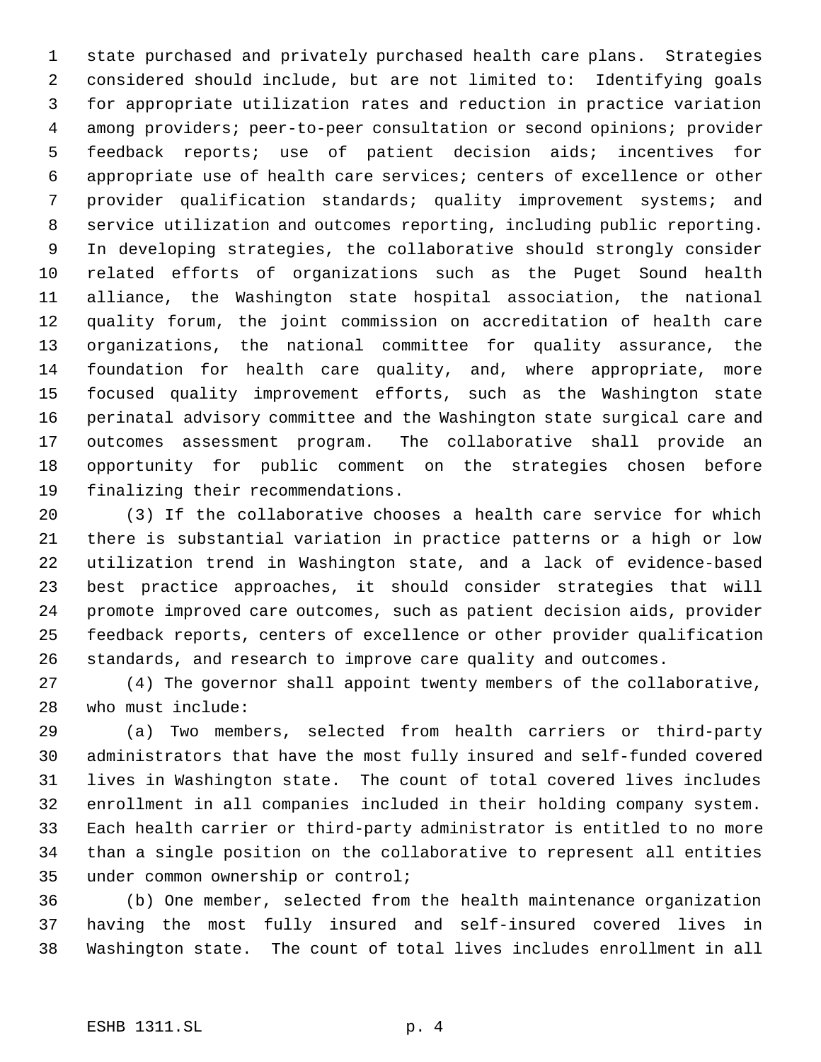state purchased and privately purchased health care plans. Strategies considered should include, but are not limited to: Identifying goals for appropriate utilization rates and reduction in practice variation among providers; peer-to-peer consultation or second opinions; provider feedback reports; use of patient decision aids; incentives for appropriate use of health care services; centers of excellence or other provider qualification standards; quality improvement systems; and service utilization and outcomes reporting, including public reporting. In developing strategies, the collaborative should strongly consider related efforts of organizations such as the Puget Sound health alliance, the Washington state hospital association, the national quality forum, the joint commission on accreditation of health care organizations, the national committee for quality assurance, the foundation for health care quality, and, where appropriate, more focused quality improvement efforts, such as the Washington state perinatal advisory committee and the Washington state surgical care and outcomes assessment program. The collaborative shall provide an opportunity for public comment on the strategies chosen before finalizing their recommendations.

(3) If the collaborative chooses a health care service for which there is substantial variation in practice patterns or a high or low utilization trend in Washington state, and a lack of evidence-based best practice approaches, it should consider strategies that will promote improved care outcomes, such as patient decision aids, provider feedback reports, centers of excellence or other provider qualification standards, and research to improve care quality and outcomes.

(4) The governor shall appoint twenty members of the collaborative, who must include:

(a) Two members, selected from health carriers or third-party administrators that have the most fully insured and self-funded covered lives in Washington state. The count of total covered lives includes enrollment in all companies included in their holding company system. Each health carrier or third-party administrator is entitled to no more than a single position on the collaborative to represent all entities under common ownership or control;

(b) One member, selected from the health maintenance organization having the most fully insured and self-insured covered lives in Washington state. The count of total lives includes enrollment in all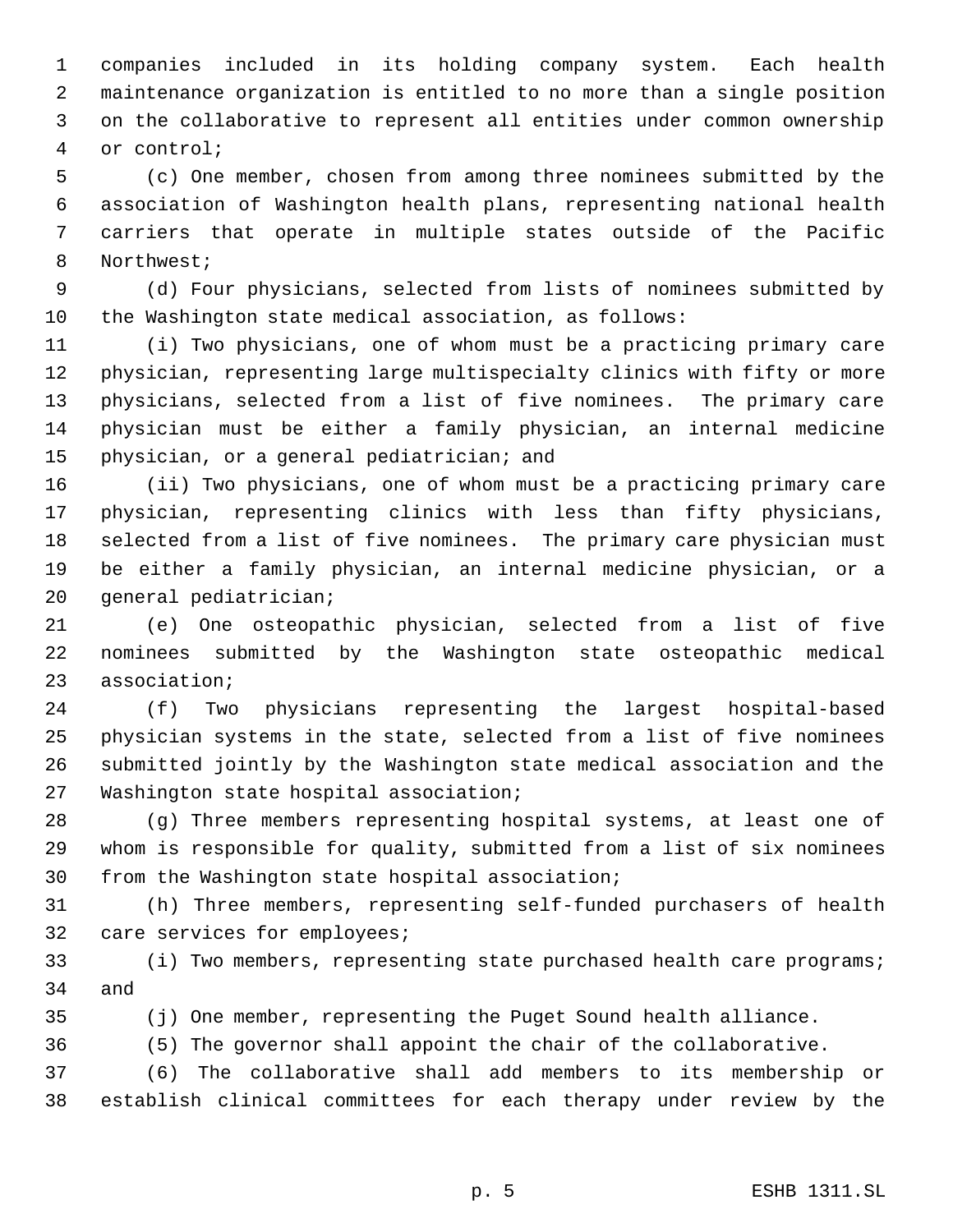companies included in its holding company system. Each health maintenance organization is entitled to no more than a single position on the collaborative to represent all entities under common ownership or control;

(c) One member, chosen from among three nominees submitted by the association of Washington health plans, representing national health carriers that operate in multiple states outside of the Pacific Northwest;

(d) Four physicians, selected from lists of nominees submitted by the Washington state medical association, as follows:

(i) Two physicians, one of whom must be a practicing primary care physician, representing large multispecialty clinics with fifty or more physicians, selected from a list of five nominees. The primary care physician must be either a family physician, an internal medicine physician, or a general pediatrician; and

(ii) Two physicians, one of whom must be a practicing primary care physician, representing clinics with less than fifty physicians, selected from a list of five nominees. The primary care physician must be either a family physician, an internal medicine physician, or a general pediatrician;

(e) One osteopathic physician, selected from a list of five nominees submitted by the Washington state osteopathic medical association;

(f) Two physicians representing the largest hospital-based physician systems in the state, selected from a list of five nominees submitted jointly by the Washington state medical association and the Washington state hospital association;

(g) Three members representing hospital systems, at least one of whom is responsible for quality, submitted from a list of six nominees from the Washington state hospital association;

(h) Three members, representing self-funded purchasers of health care services for employees;

(i) Two members, representing state purchased health care programs; and

(j) One member, representing the Puget Sound health alliance.

(5) The governor shall appoint the chair of the collaborative.

(6) The collaborative shall add members to its membership or establish clinical committees for each therapy under review by the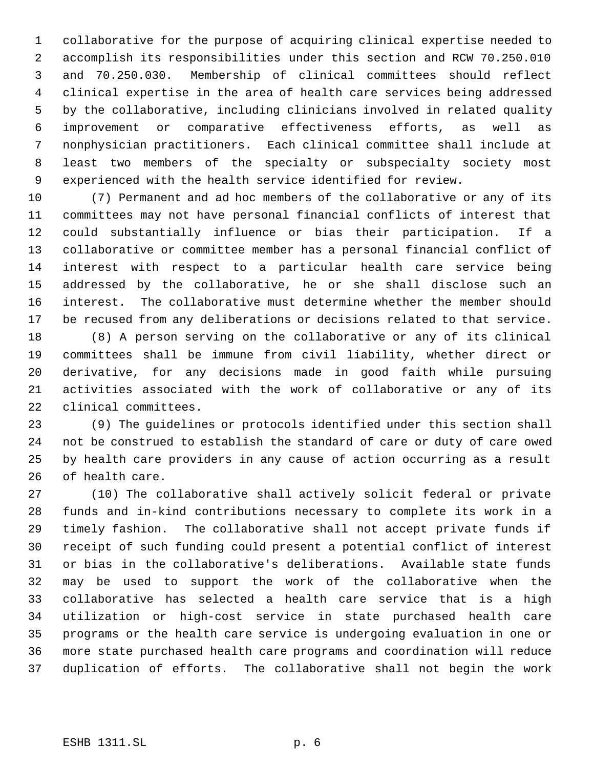collaborative for the purpose of acquiring clinical expertise needed to accomplish its responsibilities under this section and RCW 70.250.010 and 70.250.030. Membership of clinical committees should reflect clinical expertise in the area of health care services being addressed by the collaborative, including clinicians involved in related quality improvement or comparative effectiveness efforts, as well as nonphysician practitioners. Each clinical committee shall include at least two members of the specialty or subspecialty society most experienced with the health service identified for review.

(7) Permanent and ad hoc members of the collaborative or any of its committees may not have personal financial conflicts of interest that could substantially influence or bias their participation. If a collaborative or committee member has a personal financial conflict of interest with respect to a particular health care service being addressed by the collaborative, he or she shall disclose such an interest. The collaborative must determine whether the member should be recused from any deliberations or decisions related to that service.

(8) A person serving on the collaborative or any of its clinical committees shall be immune from civil liability, whether direct or derivative, for any decisions made in good faith while pursuing activities associated with the work of collaborative or any of its clinical committees.

(9) The guidelines or protocols identified under this section shall not be construed to establish the standard of care or duty of care owed by health care providers in any cause of action occurring as a result of health care.

(10) The collaborative shall actively solicit federal or private funds and in-kind contributions necessary to complete its work in a timely fashion. The collaborative shall not accept private funds if receipt of such funding could present a potential conflict of interest or bias in the collaborative's deliberations. Available state funds may be used to support the work of the collaborative when the collaborative has selected a health care service that is a high utilization or high-cost service in state purchased health care programs or the health care service is undergoing evaluation in one or more state purchased health care programs and coordination will reduce duplication of efforts. The collaborative shall not begin the work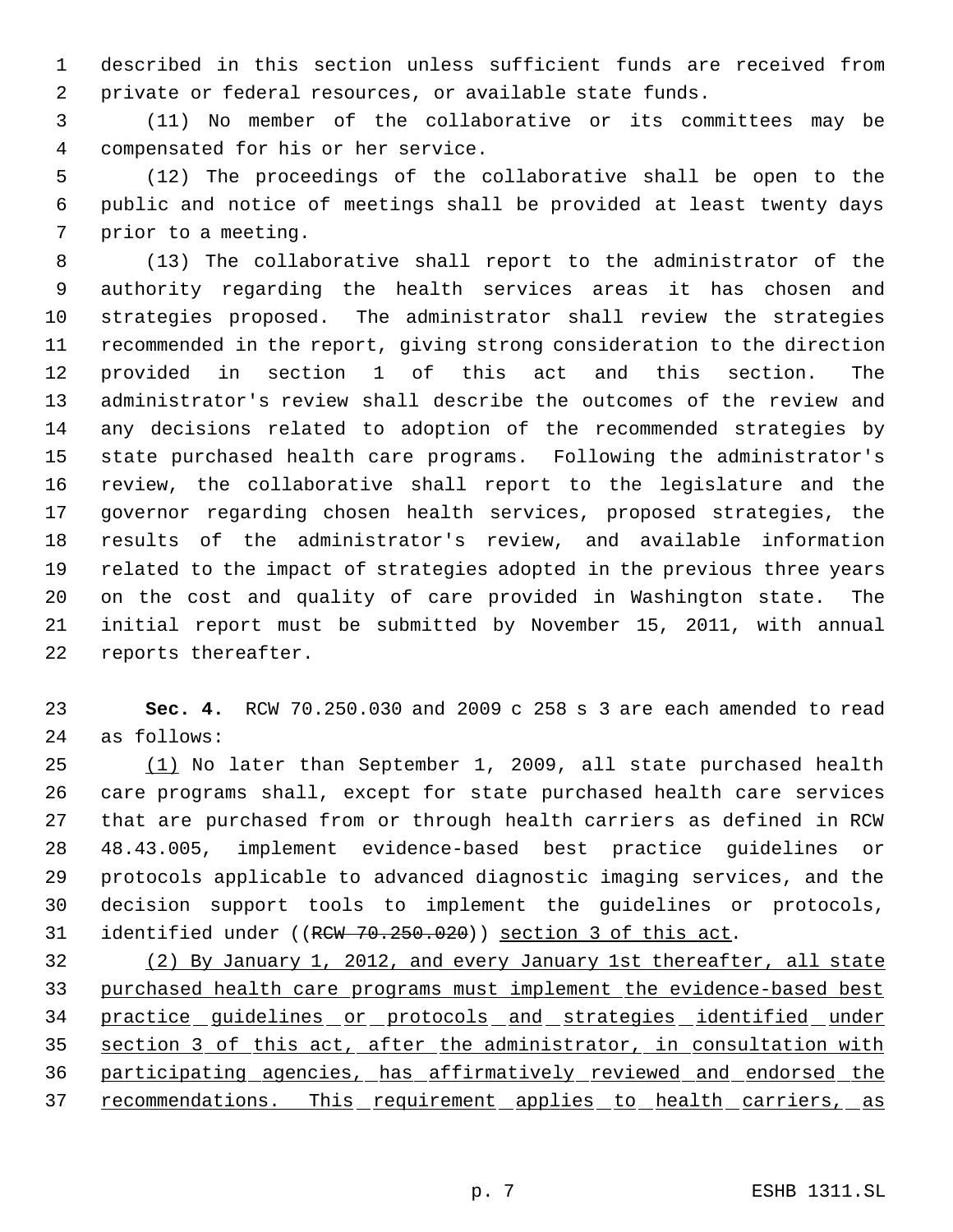described in this section unless sufficient funds are received from private or federal resources, or available state funds.

(11) No member of the collaborative or its committees may be compensated for his or her service.

(12) The proceedings of the collaborative shall be open to the public and notice of meetings shall be provided at least twenty days prior to a meeting.

(13) The collaborative shall report to the administrator of the authority regarding the health services areas it has chosen and strategies proposed. The administrator shall review the strategies recommended in the report, giving strong consideration to the direction provided in section 1 of this act and this section. The administrator's review shall describe the outcomes of the review and any decisions related to adoption of the recommended strategies by state purchased health care programs. Following the administrator's review, the collaborative shall report to the legislature and the governor regarding chosen health services, proposed strategies, the results of the administrator's review, and available information related to the impact of strategies adopted in the previous three years on the cost and quality of care provided in Washington state. The initial report must be submitted by November 15, 2011, with annual reports thereafter.

**Sec. 4.** RCW 70.250.030 and 2009 c 258 s 3 are each amended to read as follows:

(1) No later than September 1, 2009, all state purchased health care programs shall, except for state purchased health care services that are purchased from or through health carriers as defined in RCW 48.43.005, implement evidence-based best practice guidelines or protocols applicable to advanced diagnostic imaging services, and the decision support tools to implement the guidelines or protocols, identified under ((~~RCW 70.250.020~~)) section 3 of this act.

(2) By January 1, 2012, and every January 1st thereafter, all state purchased health care programs must implement the evidence-based best practice guidelines or protocols and strategies identified under section 3 of this act, after the administrator, in consultation with participating agencies, has affirmatively reviewed and endorsed the recommendations. This requirement applies to health carriers, as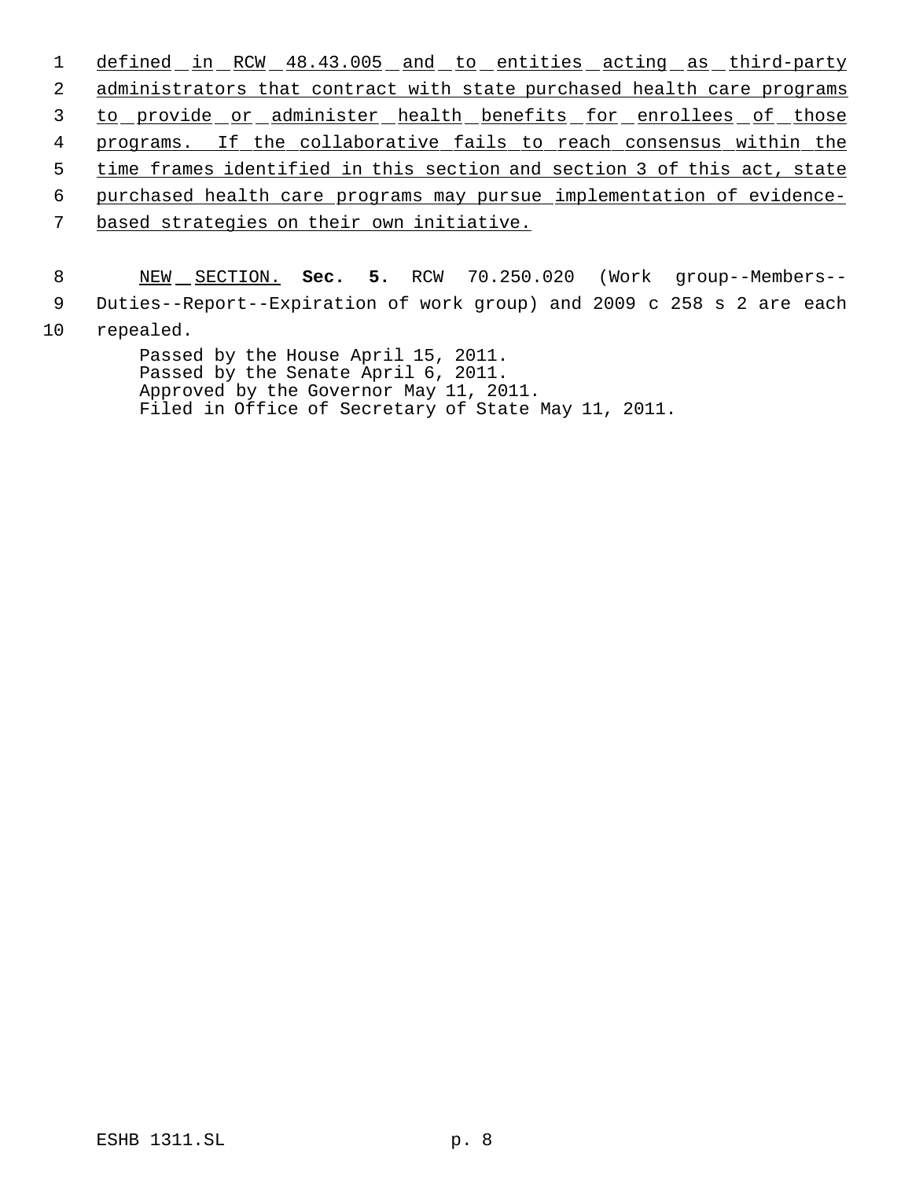defined in RCW 48.43.005 and to entities acting as third-party administrators that contract with state purchased health care programs to provide or administer health benefits for enrollees of those programs. If the collaborative fails to reach consensus within the time frames identified in this section and section 3 of this act, state purchased health care programs may pursue implementation of evidence-based strategies on their own initiative.

NEW SECTION. **Sec. 5.** RCW 70.250.020 (Work group--Members--Duties--Report--Expiration of work group) and 2009 c 258 s 2 are each repealed.

Passed by the House April 15, 2011.
Passed by the Senate April 6, 2011.
Approved by the Governor May 11, 2011.
Filed in Office of Secretary of State May 11, 2011.